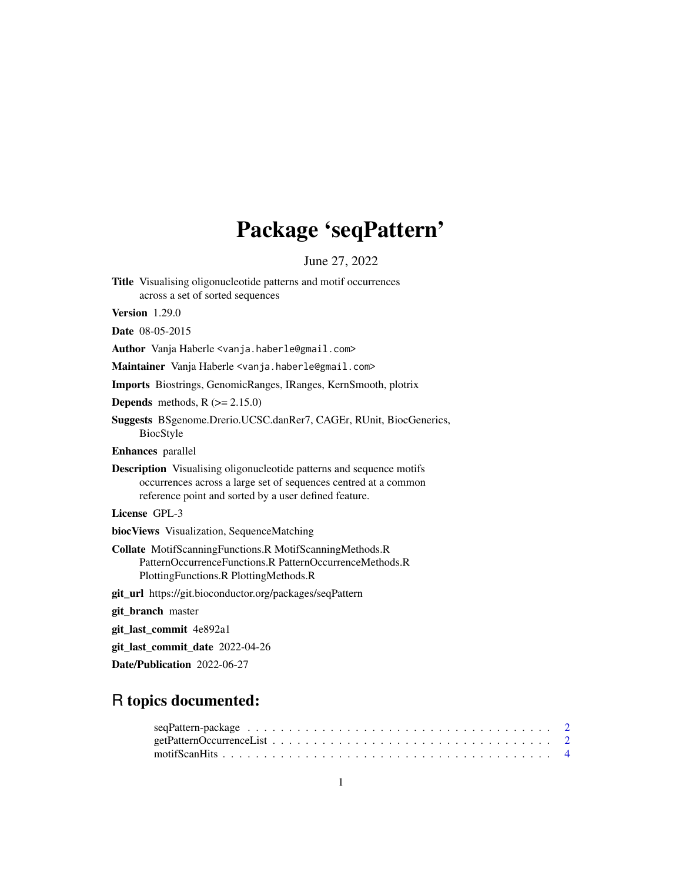# Package 'seqPattern'

June 27, 2022

**Title** Visualising oligonucleotide patterns and motif occurrences across a set of sorted sequences

**Version** 1.29.0

**Date** 08-05-2015

**Author** Vanja Haberle <vanja.haberle@gmail.com>

**Maintainer** Vanja Haberle <vanja.haberle@gmail.com>

**Imports** Biostrings, GenomicRanges, IRanges, KernSmooth, plotrix

**Depends** methods, R (>= 2.15.0)

**Suggests** BSgenome.Drerio.UCSC.danRer7, CAGEr, RUnit, BiocGenerics, BiocStyle

**Enhances** parallel

**Description** Visualising oligonucleotide patterns and sequence motifs occurrences across a large set of sequences centred at a common reference point and sorted by a user defined feature.

**License** GPL-3

**biocViews** Visualization, SequenceMatching

**Collate** MotifScanningFunctions.R MotifScanningMethods.R PatternOccurrenceFunctions.R PatternOccurrenceMethods.R PlottingFunctions.R PlottingMethods.R

**git_url** https://git.bioconductor.org/packages/seqPattern

**git_branch** master

**git_last_commit** 4e892a1

**git_last_commit_date** 2022-04-26

**Date/Publication** 2022-06-27

## R topics documented:

seqPattern-package . . . . . . . . . . . . . . . . . . . . . . . . . . . . . . . . . . . . . . 2
getPatternOccurrenceList . . . . . . . . . . . . . . . . . . . . . . . . . . . . . . . . . . . 2
motifScanHits . . . . . . . . . . . . . . . . . . . . . . . . . . . . . . . . . . . . . . . . 4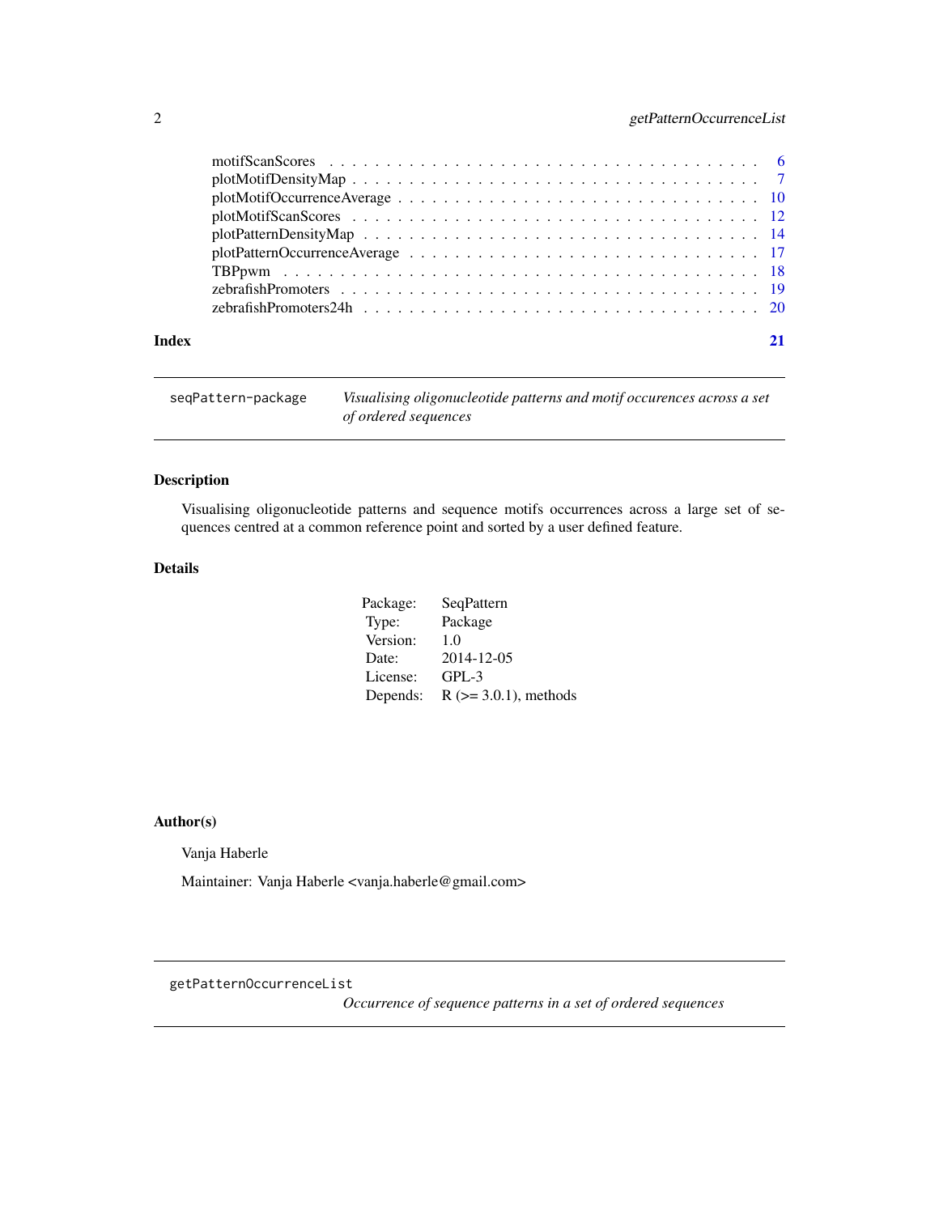motifScanScores . . . . . . . . . . . . . . . . . . . . . . . . . . . . . . . . . . . . . 6
plotMotifDensityMap . . . . . . . . . . . . . . . . . . . . . . . . . . . . . . . . . . . 7
plotMotifOccurrenceAverage . . . . . . . . . . . . . . . . . . . . . . . . . . . . . . . 10
plotMotifScanScores . . . . . . . . . . . . . . . . . . . . . . . . . . . . . . . . . . . 12
plotPatternDensityMap . . . . . . . . . . . . . . . . . . . . . . . . . . . . . . . . . . 14
plotPatternOccurrenceAverage . . . . . . . . . . . . . . . . . . . . . . . . . . . . . . 17
TBPpwm . . . . . . . . . . . . . . . . . . . . . . . . . . . . . . . . . . . . . . . . . . 18
zebrafishPromoters . . . . . . . . . . . . . . . . . . . . . . . . . . . . . . . . . . . . 19
zebrafishPromoters24h . . . . . . . . . . . . . . . . . . . . . . . . . . . . . . . . . . 20

**Index** **21**

---

`seqPattern-package` *Visualising oligonucleotide patterns and motif occurences across a set of ordered sequences*

---

## Description

Visualising oligonucleotide patterns and sequence motifs occurrences across a large set of sequences centred at a common reference point and sorted by a user defined feature.

## Details

| | |
|---|---|
| Package: | SeqPattern |
| Type: | Package |
| Version: | 1.0 |
| Date: | 2014-12-05 |
| License: | GPL-3 |
| Depends: | R (>= 3.0.1), methods |

## Author(s)

Vanja Haberle

Maintainer: Vanja Haberle <vanja.haberle@gmail.com>

---

`getPatternOccurrenceList`
*Occurrence of sequence patterns in a set of ordered sequences*

---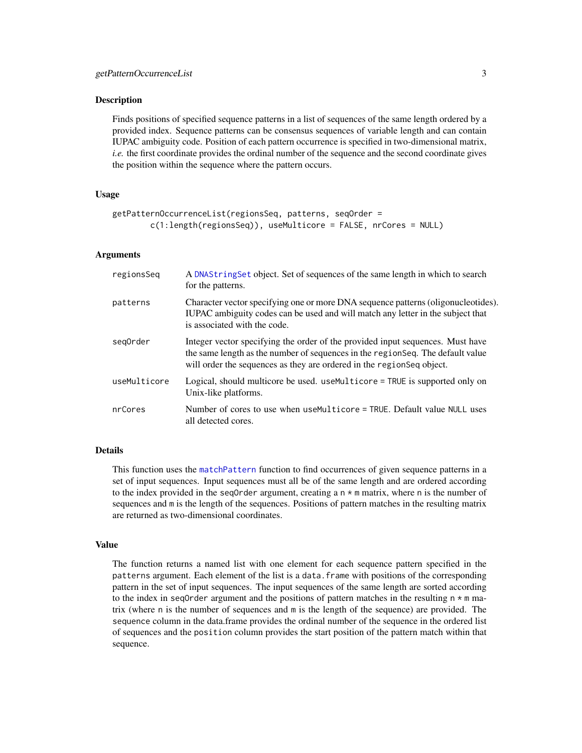### Description

Finds positions of specified sequence patterns in a list of sequences of the same length ordered by a provided index. Sequence patterns can be consensus sequences of variable length and can contain IUPAC ambiguity code. Position of each pattern occurrence is specified in two-dimensional matrix, *i.e.* the first coordinate provides the ordinal number of the sequence and the second coordinate gives the position within the sequence where the pattern occurs.

### Usage

```
getPatternOccurrenceList(regionsSeq, patterns, seqOrder =
        c(1:length(regionsSeq)), useMulticore = FALSE, nrCores = NULL)
```

### Arguments

| | |
|---|---|
| regionsSeq | A DNAStringSet object. Set of sequences of the same length in which to search for the patterns. |
| patterns | Character vector specifying one or more DNA sequence patterns (oligonucleotides). IUPAC ambiguity codes can be used and will match any letter in the subject that is associated with the code. |
| seqOrder | Integer vector specifying the order of the provided input sequences. Must have the same length as the number of sequences in the regionSeq. The default value will order the sequences as they are ordered in the regionSeq object. |
| useMulticore | Logical, should multicore be used. useMulticore = TRUE is supported only on Unix-like platforms. |
| nrCores | Number of cores to use when useMulticore = TRUE. Default value NULL uses all detected cores. |

### Details

This function uses the matchPattern function to find occurrences of given sequence patterns in a set of input sequences. Input sequences must all be of the same length and are ordered according to the index provided in the seqOrder argument, creating a n * m matrix, where n is the number of sequences and m is the length of the sequences. Positions of pattern matches in the resulting matrix are returned as two-dimensional coordinates.

### Value

The function returns a named list with one element for each sequence pattern specified in the patterns argument. Each element of the list is a data.frame with positions of the corresponding pattern in the set of input sequences. The input sequences of the same length are sorted according to the index in seqOrder argument and the positions of pattern matches in the resulting n * m matrix (where n is the number of sequences and m is the length of the sequence) are provided. The sequence column in the data.frame provides the ordinal number of the sequence in the ordered list of sequences and the position column provides the start position of the pattern match within that sequence.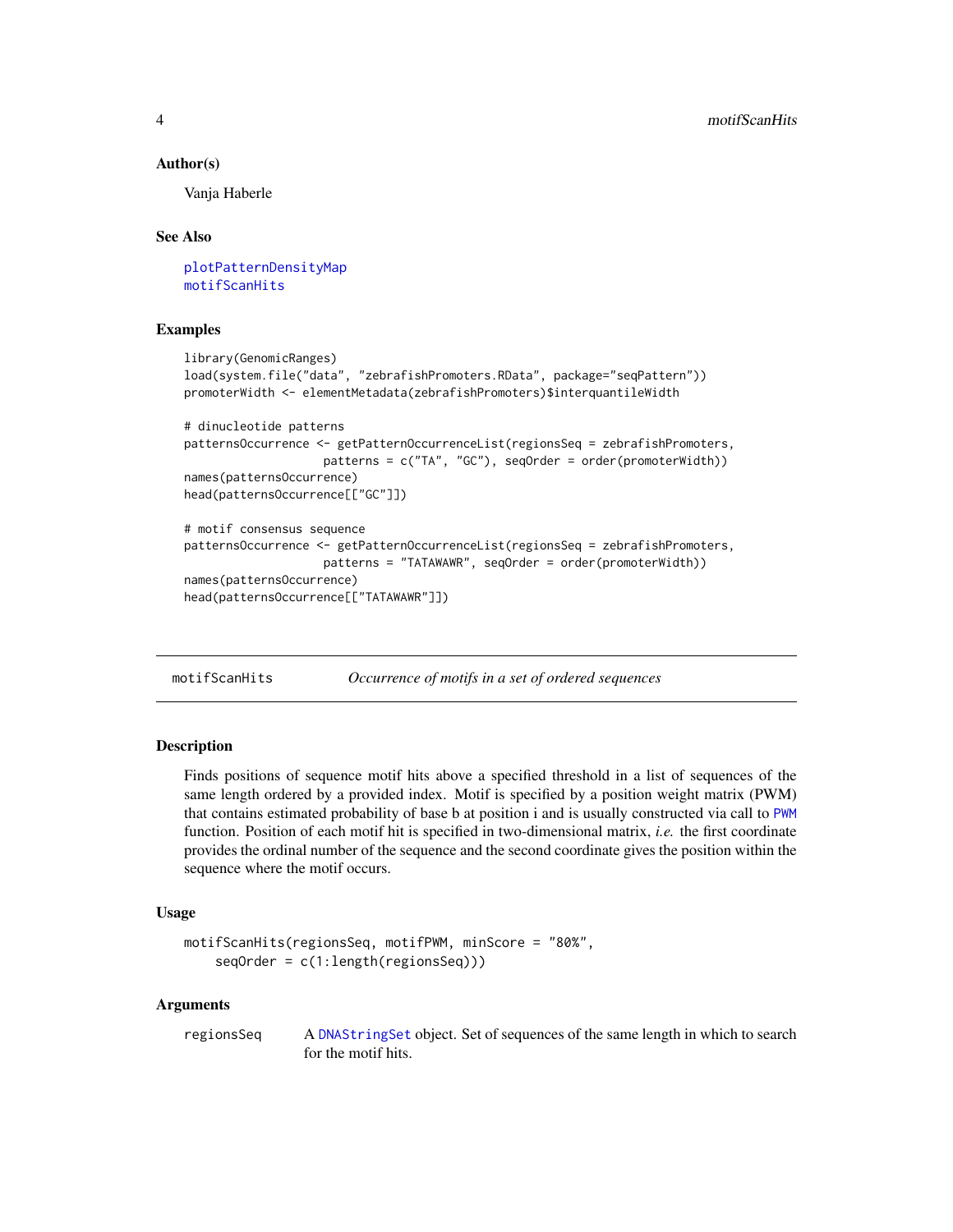### Author(s)

Vanja Haberle

### See Also

plotPatternDensityMap
motifScanHits

### Examples

```
library(GenomicRanges)
load(system.file("data", "zebrafishPromoters.RData", package="seqPattern"))
promoterWidth <- elementMetadata(zebrafishPromoters)$interquantileWidth

# dinucleotide patterns
patternsOccurrence <- getPatternOccurrenceList(regionsSeq = zebrafishPromoters,
                    patterns = c("TA", "GC"), seqOrder = order(promoterWidth))
names(patternsOccurrence)
head(patternsOccurrence[["GC"]])

# motif consensus sequence
patternsOccurrence <- getPatternOccurrenceList(regionsSeq = zebrafishPromoters,
                    patterns = "TATAWAWR", seqOrder = order(promoterWidth))
names(patternsOccurrence)
head(patternsOccurrence[["TATAWAWR"]])
```

---

## motifScanHits — *Occurrence of motifs in a set of ordered sequences*

---

### Description

Finds positions of sequence motif hits above a specified threshold in a list of sequences of the same length ordered by a provided index. Motif is specified by a position weight matrix (PWM) that contains estimated probability of base b at position i and is usually constructed via call to PWM function. Position of each motif hit is specified in two-dimensional matrix, *i.e.* the first coordinate provides the ordinal number of the sequence and the second coordinate gives the position within the sequence where the motif occurs.

### Usage

```
motifScanHits(regionsSeq, motifPWM, minScore = "80%",
    seqOrder = c(1:length(regionsSeq)))
```

### Arguments

| | |
|---|---|
| regionsSeq | A DNAStringSet object. Set of sequences of the same length in which to search for the motif hits. |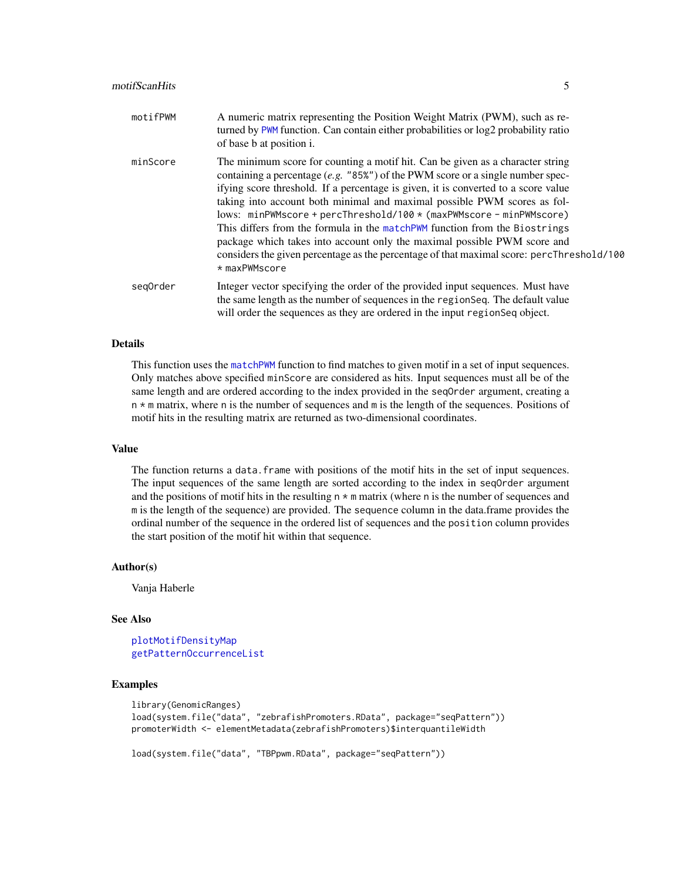motifPWM A numeric matrix representing the Position Weight Matrix (PWM), such as returned by PWM function. Can contain either probabilities or log2 probability ratio of base b at position i.

minScore The minimum score for counting a motif hit. Can be given as a character string containing a percentage (*e.g.* "85%") of the PWM score or a single number specifying score threshold. If a percentage is given, it is converted to a score value taking into account both minimal and maximal possible PWM scores as follows: `minPWMscore + percThreshold/100 * (maxPWMscore - minPWMscore)` This differs from the formula in the matchPWM function from the Biostrings package which takes into account only the maximal possible PWM score and considers the given percentage as the percentage of that maximal score: `percThreshold/100 * maxPWMscore`

seqOrder Integer vector specifying the order of the provided input sequences. Must have the same length as the number of sequences in the regionSeq. The default value will order the sequences as they are ordered in the input regionSeq object.

## Details

This function uses the matchPWM function to find matches to given motif in a set of input sequences. Only matches above specified minScore are considered as hits. Input sequences must all be of the same length and are ordered according to the index provided in the seqOrder argument, creating a n * m matrix, where n is the number of sequences and m is the length of the sequences. Positions of motif hits in the resulting matrix are returned as two-dimensional coordinates.

## Value

The function returns a data.frame with positions of the motif hits in the set of input sequences. The input sequences of the same length are sorted according to the index in seqOrder argument and the positions of motif hits in the resulting n * m matrix (where n is the number of sequences and m is the length of the sequence) are provided. The sequence column in the data.frame provides the ordinal number of the sequence in the ordered list of sequences and the position column provides the start position of the motif hit within that sequence.

## Author(s)

Vanja Haberle

## See Also

plotMotifDensityMap
getPatternOccurrenceList

## Examples

```
library(GenomicRanges)
load(system.file("data", "zebrafishPromoters.RData", package="seqPattern"))
promoterWidth <- elementMetadata(zebrafishPromoters)$interquantileWidth

load(system.file("data", "TBPpwm.RData", package="seqPattern"))
```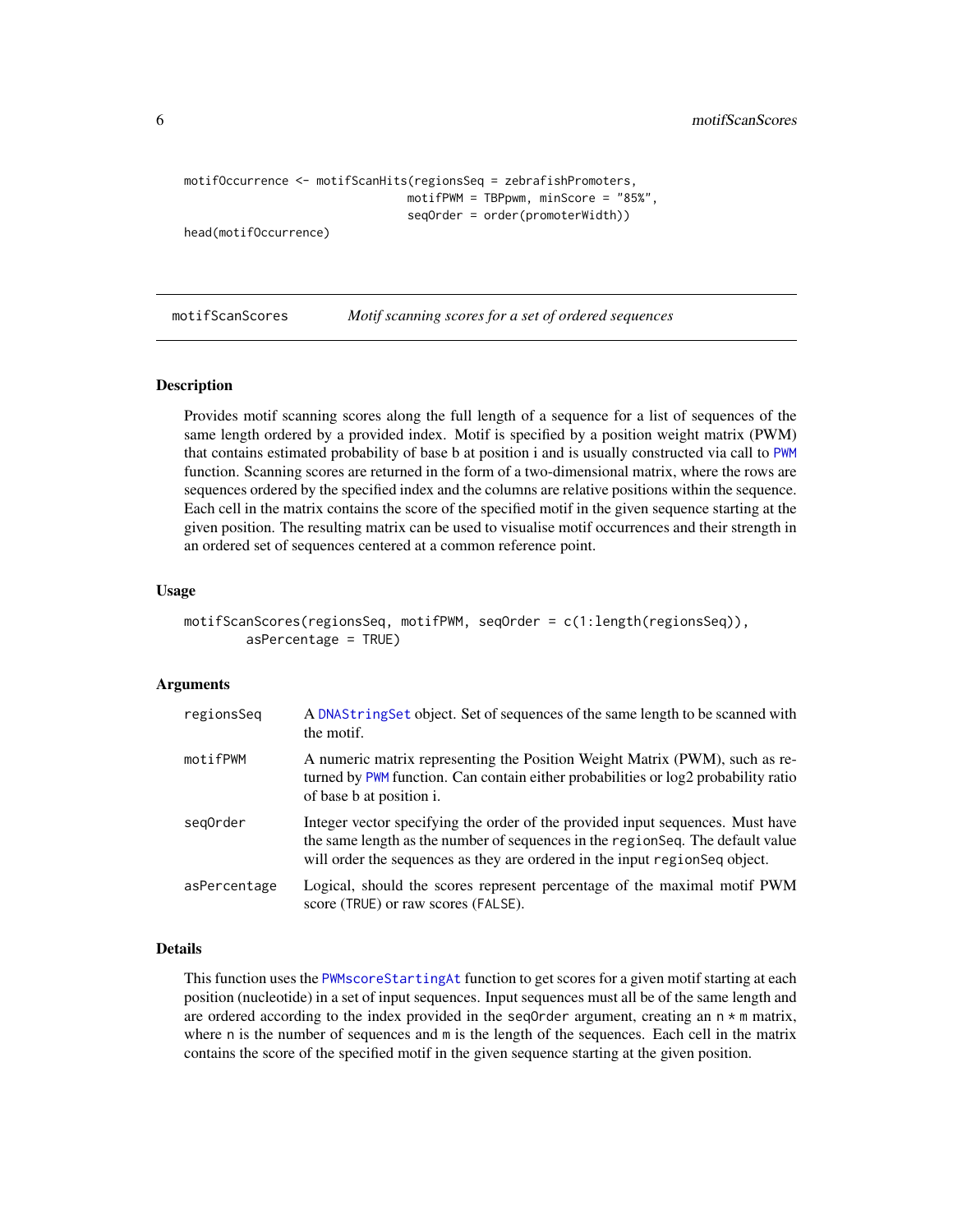```
motifOccurrence <- motifScanHits(regionsSeq = zebrafishPromoters,
                                 motifPWM = TBPpwm, minScore = "85%",
                                 seqOrder = order(promoterWidth))
head(motifOccurrence)
```

---

## motifScanScores — *Motif scanning scores for a set of ordered sequences*

---

### Description

Provides motif scanning scores along the full length of a sequence for a list of sequences of the same length ordered by a provided index. Motif is specified by a position weight matrix (PWM) that contains estimated probability of base b at position i and is usually constructed via call to PWM function. Scanning scores are returned in the form of a two-dimensional matrix, where the rows are sequences ordered by the specified index and the columns are relative positions within the sequence. Each cell in the matrix contains the score of the specified motif in the given sequence starting at the given position. The resulting matrix can be used to visualise motif occurrences and their strength in an ordered set of sequences centered at a common reference point.

### Usage

```
motifScanScores(regionsSeq, motifPWM, seqOrder = c(1:length(regionsSeq)),
        asPercentage = TRUE)
```

### Arguments

| | |
|---|---|
| `regionsSeq` | A `DNAStringSet` object. Set of sequences of the same length to be scanned with the motif. |
| `motifPWM` | A numeric matrix representing the Position Weight Matrix (PWM), such as returned by `PWM` function. Can contain either probabilities or log2 probability ratio of base b at position i. |
| `seqOrder` | Integer vector specifying the order of the provided input sequences. Must have the same length as the number of sequences in the `regionSeq`. The default value will order the sequences as they are ordered in the input `regionSeq` object. |
| `asPercentage` | Logical, should the scores represent percentage of the maximal motif PWM score (`TRUE`) or raw scores (`FALSE`). |

### Details

This function uses the `PWMscoreStartingAt` function to get scores for a given motif starting at each position (nucleotide) in a set of input sequences. Input sequences must all be of the same length and are ordered according to the index provided in the `seqOrder` argument, creating an `n * m` matrix, where `n` is the number of sequences and `m` is the length of the sequences. Each cell in the matrix contains the score of the specified motif in the given sequence starting at the given position.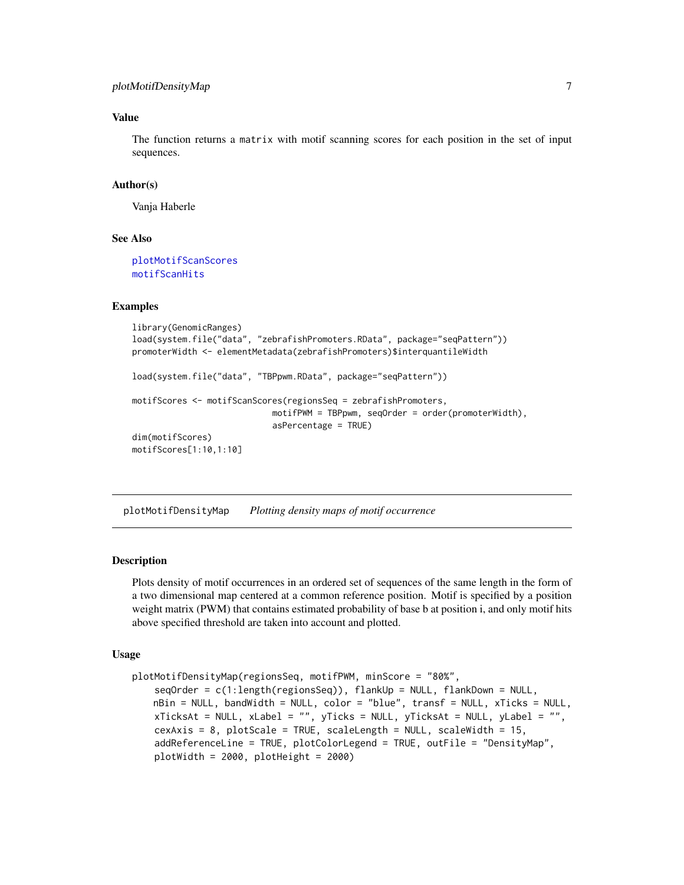### Value

The function returns a `matrix` with motif scanning scores for each position in the set of input sequences.

### Author(s)

Vanja Haberle

### See Also

`plotMotifScanScores`
`motifScanHits`

### Examples

```
library(GenomicRanges)
load(system.file("data", "zebrafishPromoters.RData", package="seqPattern"))
promoterWidth <- elementMetadata(zebrafishPromoters)$interquantileWidth

load(system.file("data", "TBPpwm.RData", package="seqPattern"))

motifScores <- motifScanScores(regionsSeq = zebrafishPromoters,
                               motifPWM = TBPpwm, seqOrder = order(promoterWidth),
                               asPercentage = TRUE)
dim(motifScores)
motifScores[1:10,1:10]
```

---

## plotMotifDensityMap &nbsp;&nbsp;&nbsp; *Plotting density maps of motif occurrence*

### Description

Plots density of motif occurrences in an ordered set of sequences of the same length in the form of a two dimensional map centered at a common reference position. Motif is specified by a position weight matrix (PWM) that contains estimated probability of base b at position i, and only motif hits above specified threshold are taken into account and plotted.

### Usage

```
plotMotifDensityMap(regionsSeq, motifPWM, minScore = "80%",
    seqOrder = c(1:length(regionsSeq)), flankUp = NULL, flankDown = NULL,
    nBin = NULL, bandWidth = NULL, color = "blue", transf = NULL, xTicks = NULL,
    xTicksAt = NULL, xLabel = "", yTicks = NULL, yTicksAt = NULL, yLabel = "",
    cexAxis = 8, plotScale = TRUE, scaleLength = NULL, scaleWidth = 15,
    addReferenceLine = TRUE, plotColorLegend = TRUE, outFile = "DensityMap",
    plotWidth = 2000, plotHeight = 2000)
```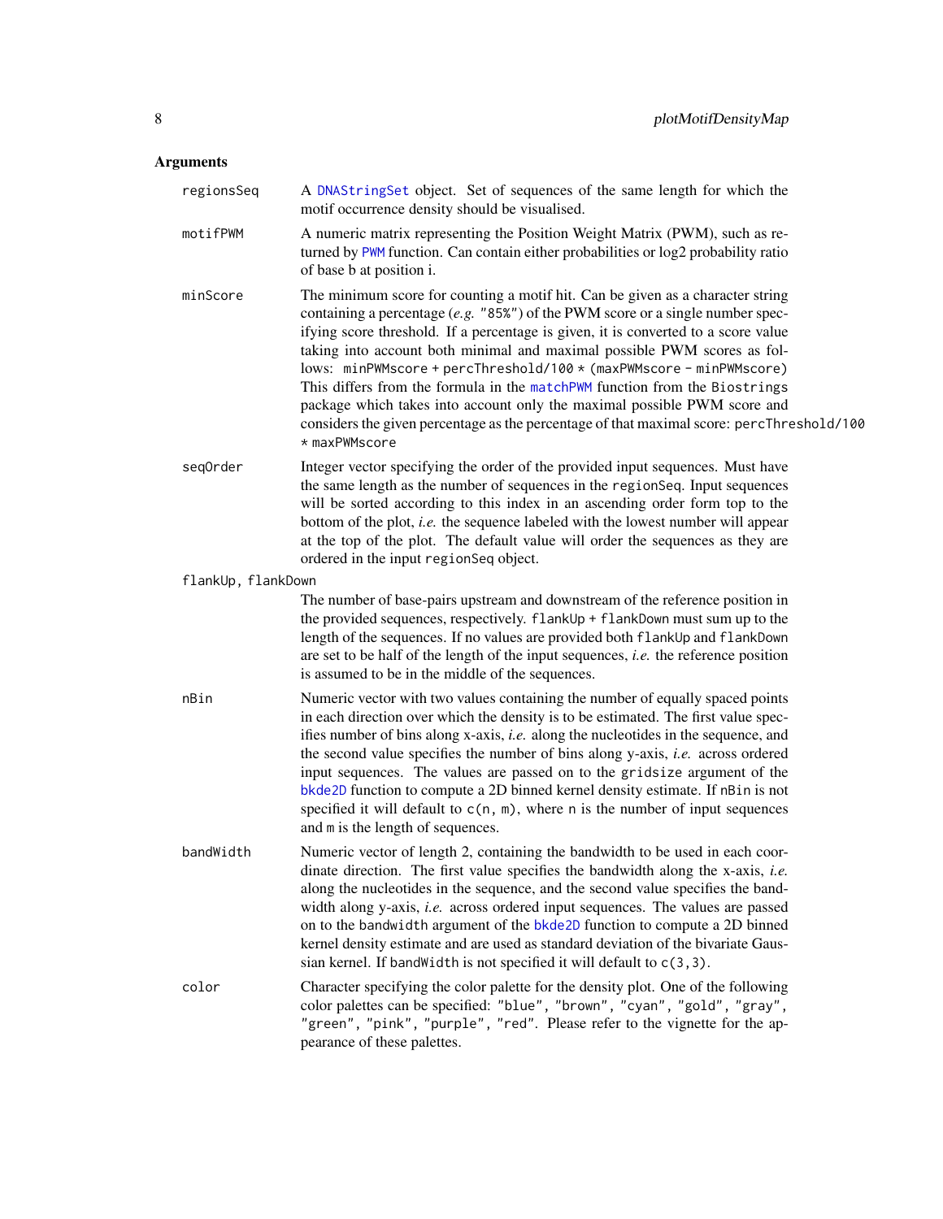## Arguments

**regionsSeq**
A DNAStringSet object. Set of sequences of the same length for which the motif occurrence density should be visualised.

**motifPWM**
A numeric matrix representing the Position Weight Matrix (PWM), such as returned by PWM function. Can contain either probabilities or log2 probability ratio of base b at position i.

**minScore**
The minimum score for counting a motif hit. Can be given as a character string containing a percentage (*e.g.* "85%") of the PWM score or a single number specifying score threshold. If a percentage is given, it is converted to a score value taking into account both minimal and maximal possible PWM scores as follows: `minPWMscore + percThreshold/100 * (maxPWMscore - minPWMscore)` This differs from the formula in the matchPWM function from the Biostrings package which takes into account only the maximal possible PWM score and considers the given percentage as the percentage of that maximal score: `percThreshold/100 * maxPWMscore`

**seqOrder**
Integer vector specifying the order of the provided input sequences. Must have the same length as the number of sequences in the `regionSeq`. Input sequences will be sorted according to this index in an ascending order form top to the bottom of the plot, *i.e.* the sequence labeled with the lowest number will appear at the top of the plot. The default value will order the sequences as they are ordered in the input `regionSeq` object.

**flankUp, flankDown**
The number of base-pairs upstream and downstream of the reference position in the provided sequences, respectively. `flankUp + flankDown` must sum up to the length of the sequences. If no values are provided both `flankUp` and `flankDown` are set to be half of the length of the input sequences, *i.e.* the reference position is assumed to be in the middle of the sequences.

**nBin**
Numeric vector with two values containing the number of equally spaced points in each direction over which the density is to be estimated. The first value specifies number of bins along x-axis, *i.e.* along the nucleotides in the sequence, and the second value specifies the number of bins along y-axis, *i.e.* across ordered input sequences. The values are passed on to the `gridsize` argument of the bkde2D function to compute a 2D binned kernel density estimate. If `nBin` is not specified it will default to `c(n, m)`, where `n` is the number of input sequences and `m` is the length of sequences.

**bandWidth**
Numeric vector of length 2, containing the bandwidth to be used in each coordinate direction. The first value specifies the bandwidth along the x-axis, *i.e.* along the nucleotides in the sequence, and the second value specifies the bandwidth along y-axis, *i.e.* across ordered input sequences. The values are passed on to the `bandwidth` argument of the bkde2D function to compute a 2D binned kernel density estimate and are used as standard deviation of the bivariate Gaussian kernel. If `bandWidth` is not specified it will default to `c(3,3)`.

**color**
Character specifying the color palette for the density plot. One of the following color palettes can be specified: "blue", "brown", "cyan", "gold", "gray", "green", "pink", "purple", "red". Please refer to the vignette for the appearance of these palettes.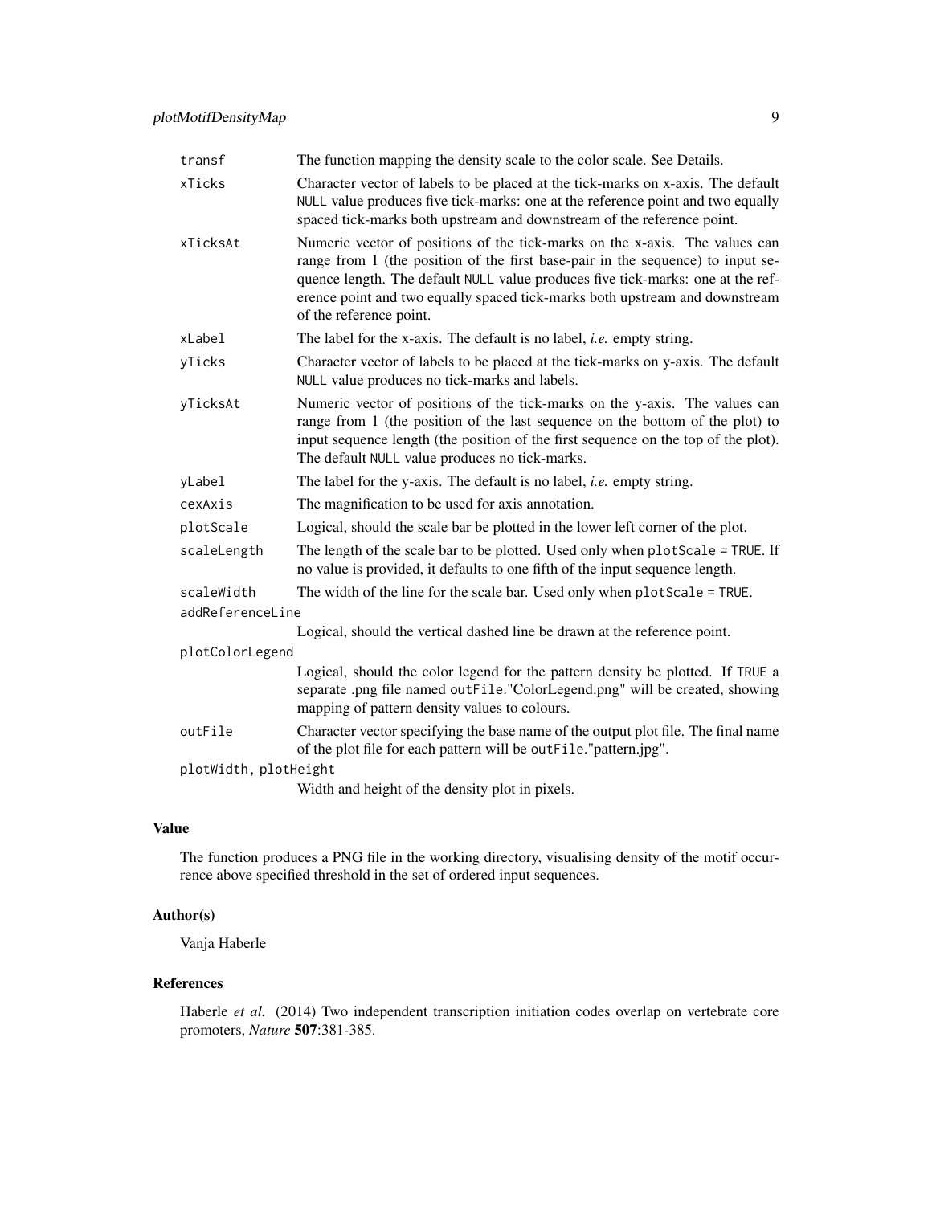| | |
|---|---|
| `transf` | The function mapping the density scale to the color scale. See Details. |
| `xTicks` | Character vector of labels to be placed at the tick-marks on x-axis. The default `NULL` value produces five tick-marks: one at the reference point and two equally spaced tick-marks both upstream and downstream of the reference point. |
| `xTicksAt` | Numeric vector of positions of the tick-marks on the x-axis. The values can range from 1 (the position of the first base-pair in the sequence) to input sequence length. The default `NULL` value produces five tick-marks: one at the reference point and two equally spaced tick-marks both upstream and downstream of the reference point. |
| `xLabel` | The label for the x-axis. The default is no label, *i.e.* empty string. |
| `yTicks` | Character vector of labels to be placed at the tick-marks on y-axis. The default `NULL` value produces no tick-marks and labels. |
| `yTicksAt` | Numeric vector of positions of the tick-marks on the y-axis. The values can range from 1 (the position of the last sequence on the bottom of the plot) to input sequence length (the position of the first sequence on the top of the plot). The default `NULL` value produces no tick-marks. |
| `yLabel` | The label for the y-axis. The default is no label, *i.e.* empty string. |
| `cexAxis` | The magnification to be used for axis annotation. |
| `plotScale` | Logical, should the scale bar be plotted in the lower left corner of the plot. |
| `scaleLength` | The length of the scale bar to be plotted. Used only when `plotScale = TRUE`. If no value is provided, it defaults to one fifth of the input sequence length. |
| `scaleWidth` | The width of the line for the scale bar. Used only when `plotScale = TRUE`. |
| `addReferenceLine` | Logical, should the vertical dashed line be drawn at the reference point. |
| `plotColorLegend` | Logical, should the color legend for the pattern density be plotted. If `TRUE` a separate .png file named `outFile`."ColorLegend.png" will be created, showing mapping of pattern density values to colours. |
| `outFile` | Character vector specifying the base name of the output plot file. The final name of the plot file for each pattern will be `outFile`."pattern.jpg". |
| `plotWidth, plotHeight` | Width and height of the density plot in pixels. |

## Value

The function produces a PNG file in the working directory, visualising density of the motif occurrence above specified threshold in the set of ordered input sequences.

## Author(s)

Vanja Haberle

## References

Haberle *et al.* (2014) Two independent transcription initiation codes overlap on vertebrate core promoters, *Nature* **507**:381-385.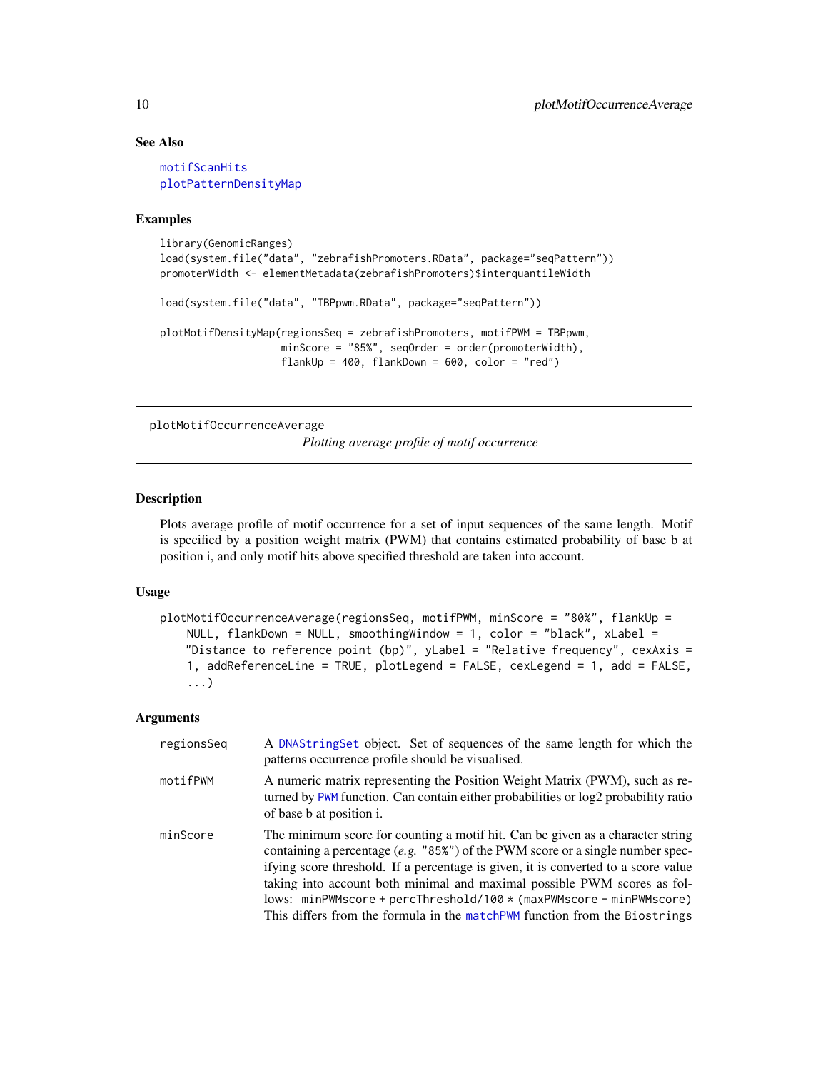## See Also

motifScanHits
plotPatternDensityMap

## Examples

```
library(GenomicRanges)
load(system.file("data", "zebrafishPromoters.RData", package="seqPattern"))
promoterWidth <- elementMetadata(zebrafishPromoters)$interquantileWidth

load(system.file("data", "TBPpwm.RData", package="seqPattern"))

plotMotifDensityMap(regionsSeq = zebrafishPromoters, motifPWM = TBPpwm,
                    minScore = "85%", seqOrder = order(promoterWidth),
                    flankUp = 400, flankDown = 600, color = "red")
```

---

# plotMotifOccurrenceAverage

*Plotting average profile of motif occurrence*

---

## Description

Plots average profile of motif occurrence for a set of input sequences of the same length. Motif is specified by a position weight matrix (PWM) that contains estimated probability of base b at position i, and only motif hits above specified threshold are taken into account.

## Usage

```
plotMotifOccurrenceAverage(regionsSeq, motifPWM, minScore = "80%", flankUp =
    NULL, flankDown = NULL, smoothingWindow = 1, color = "black", xLabel =
    "Distance to reference point (bp)", yLabel = "Relative frequency", cexAxis =
    1, addReferenceLine = TRUE, plotLegend = FALSE, cexLegend = 1, add = FALSE,
    ...)
```

## Arguments

| | |
|---|---|
| regionsSeq | A DNAStringSet object. Set of sequences of the same length for which the patterns occurrence profile should be visualised. |
| motifPWM | A numeric matrix representing the Position Weight Matrix (PWM), such as returned by PWM function. Can contain either probabilities or log2 probability ratio of base b at position i. |
| minScore | The minimum score for counting a motif hit. Can be given as a character string containing a percentage (*e.g.* "85%") of the PWM score or a single number specifying score threshold. If a percentage is given, it is converted to a score value taking into account both minimal and maximal possible PWM scores as follows: minPWMscore + percThreshold/100 * (maxPWMscore - minPWMscore) This differs from the formula in the matchPWM function from the Biostrings |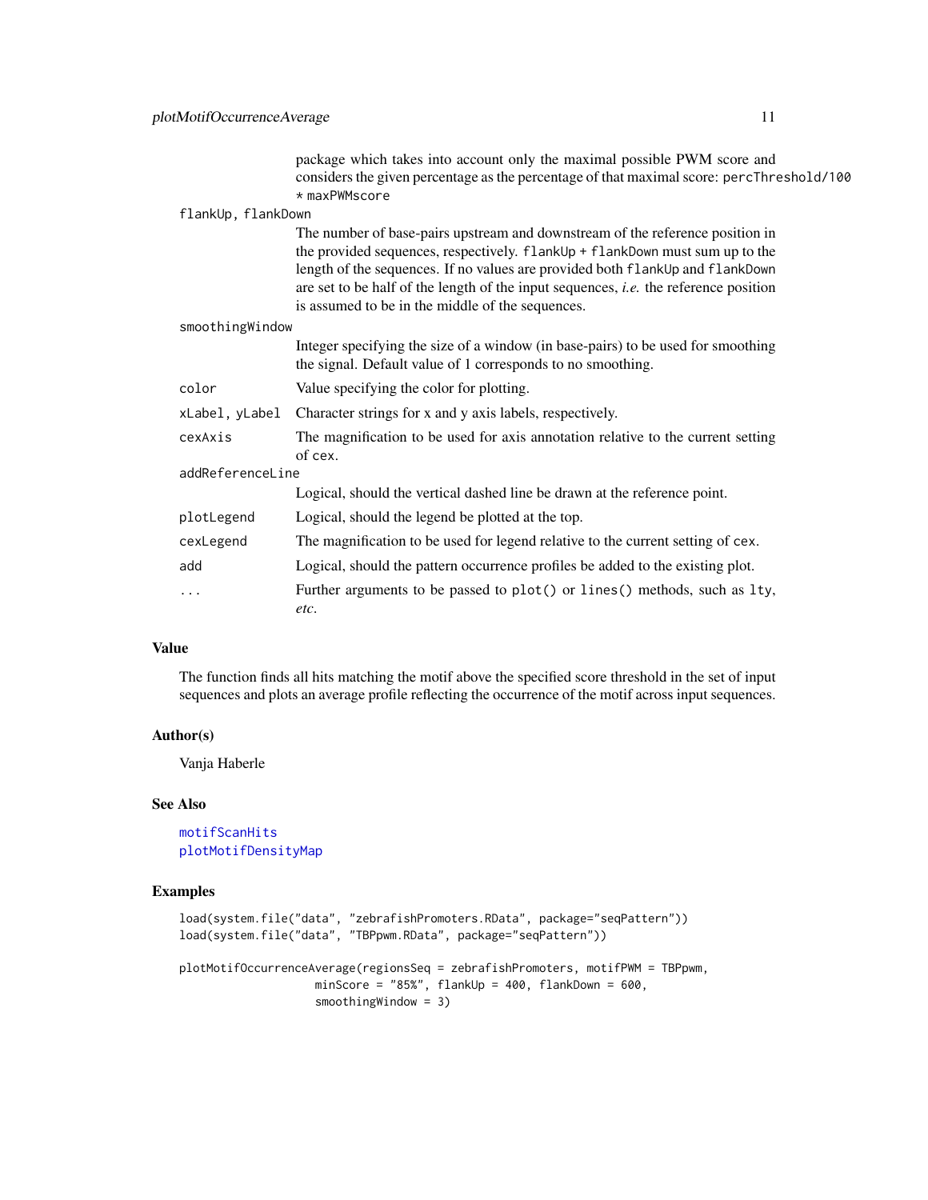package which takes into account only the maximal possible PWM score and considers the given percentage as the percentage of that maximal score: `percThreshold/100 * maxPWMscore`

`flankUp, flankDown`
: The number of base-pairs upstream and downstream of the reference position in the provided sequences, respectively. `flankUp` + `flankDown` must sum up to the length of the sequences. If no values are provided both `flankUp` and `flankDown` are set to be half of the length of the input sequences, *i.e.* the reference position is assumed to be in the middle of the sequences.

`smoothingWindow`
: Integer specifying the size of a window (in base-pairs) to be used for smoothing the signal. Default value of 1 corresponds to no smoothing.

`color`
: Value specifying the color for plotting.

`xLabel, yLabel`
: Character strings for x and y axis labels, respectively.

`cexAxis`
: The magnification to be used for axis annotation relative to the current setting of `cex`.

`addReferenceLine`
: Logical, should the vertical dashed line be drawn at the reference point.

`plotLegend`
: Logical, should the legend be plotted at the top.

`cexLegend`
: The magnification to be used for legend relative to the current setting of `cex`.

`add`
: Logical, should the pattern occurrence profiles be added to the existing plot.

`...`
: Further arguments to be passed to `plot()` or `lines()` methods, such as `lty`, *etc*.

## Value

The function finds all hits matching the motif above the specified score threshold in the set of input sequences and plots an average profile reflecting the occurrence of the motif across input sequences.

## Author(s)

Vanja Haberle

## See Also

motifScanHits
plotMotifDensityMap

## Examples

```
load(system.file("data", "zebrafishPromoters.RData", package="seqPattern"))
load(system.file("data", "TBPpwm.RData", package="seqPattern"))

plotMotifOccurrenceAverage(regionsSeq = zebrafishPromoters, motifPWM = TBPpwm,
                    minScore = "85%", flankUp = 400, flankDown = 600,
                    smoothingWindow = 3)
```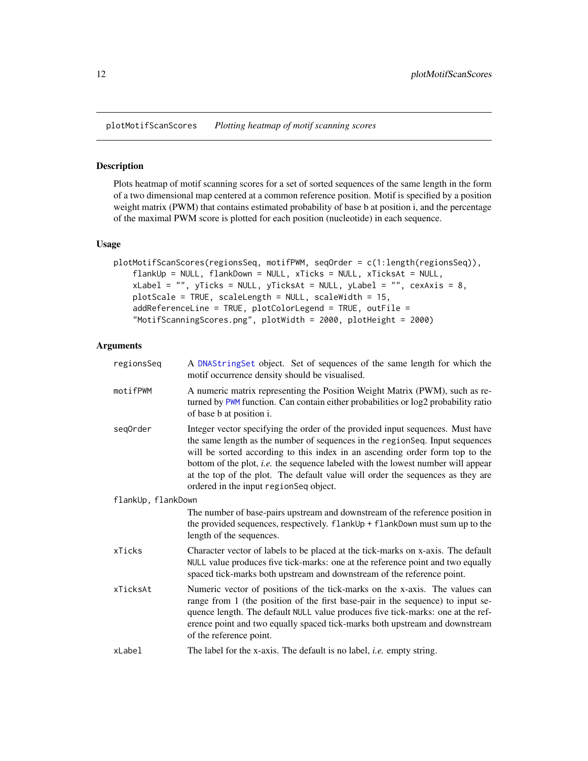plotMotifScanScores *Plotting heatmap of motif scanning scores*

## Description

Plots heatmap of motif scanning scores for a set of sorted sequences of the same length in the form of a two dimensional map centered at a common reference position. Motif is specified by a position weight matrix (PWM) that contains estimated probability of base b at position i, and the percentage of the maximal PWM score is plotted for each position (nucleotide) in each sequence.

## Usage

```
plotMotifScanScores(regionsSeq, motifPWM, seqOrder = c(1:length(regionsSeq)),
    flankUp = NULL, flankDown = NULL, xTicks = NULL, xTicksAt = NULL,
    xLabel = "", yTicks = NULL, yTicksAt = NULL, yLabel = "", cexAxis = 8,
    plotScale = TRUE, scaleLength = NULL, scaleWidth = 15,
    addReferenceLine = TRUE, plotColorLegend = TRUE, outFile =
    "MotifScanningScores.png", plotWidth = 2000, plotHeight = 2000)
```

## Arguments

`regionsSeq` A `DNAStringSet` object. Set of sequences of the same length for which the motif occurrence density should be visualised.

`motifPWM` A numeric matrix representing the Position Weight Matrix (PWM), such as returned by `PWM` function. Can contain either probabilities or log2 probability ratio of base b at position i.

`seqOrder` Integer vector specifying the order of the provided input sequences. Must have the same length as the number of sequences in the `regionSeq`. Input sequences will be sorted according to this index in an ascending order form top to the bottom of the plot, *i.e.* the sequence labeled with the lowest number will appear at the top of the plot. The default value will order the sequences as they are ordered in the input `regionSeq` object.

`flankUp, flankDown` The number of base-pairs upstream and downstream of the reference position in the provided sequences, respectively. `flankUp` + `flankDown` must sum up to the length of the sequences.

`xTicks` Character vector of labels to be placed at the tick-marks on x-axis. The default `NULL` value produces five tick-marks: one at the reference point and two equally spaced tick-marks both upstream and downstream of the reference point.

`xTicksAt` Numeric vector of positions of the tick-marks on the x-axis. The values can range from 1 (the position of the first base-pair in the sequence) to input sequence length. The default `NULL` value produces five tick-marks: one at the reference point and two equally spaced tick-marks both upstream and downstream of the reference point.

`xLabel` The label for the x-axis. The default is no label, *i.e.* empty string.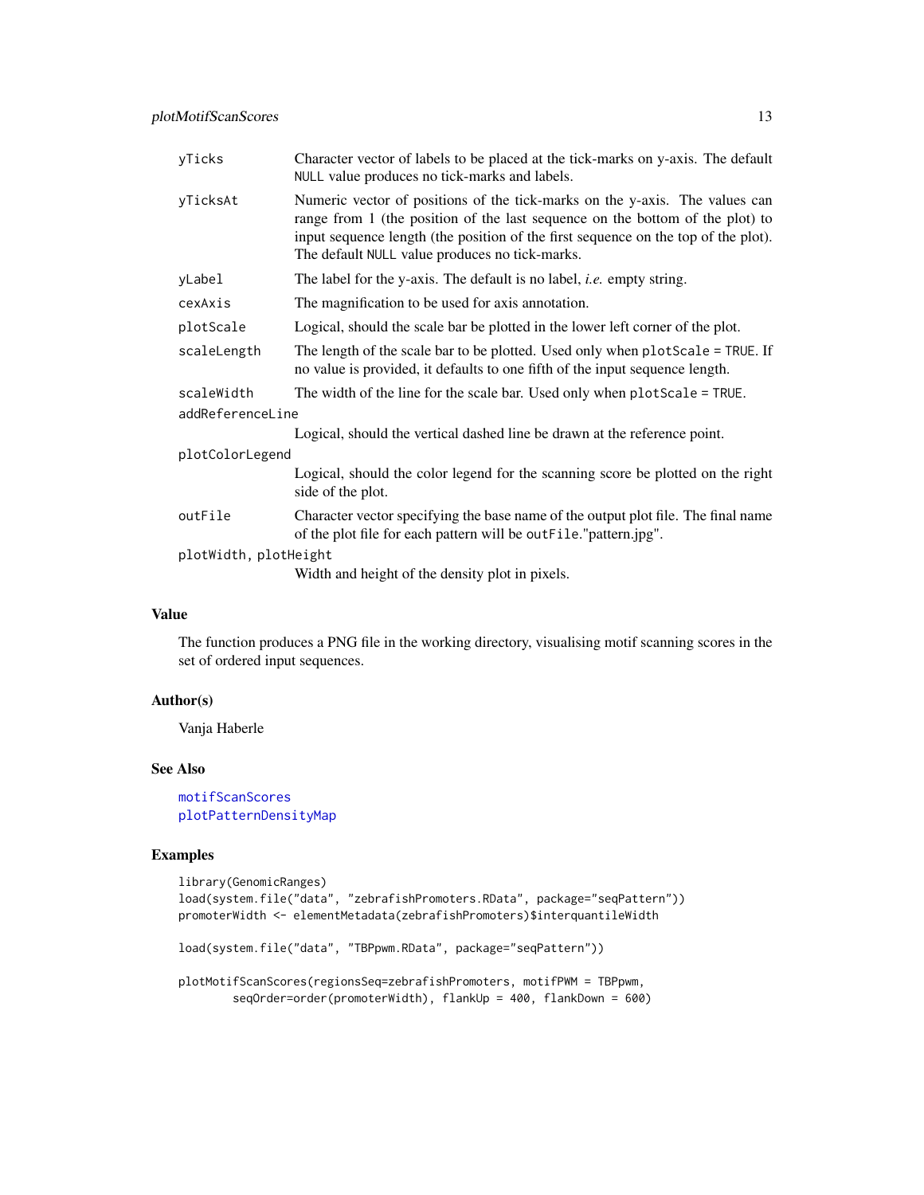| | |
|---|---|
| yTicks | Character vector of labels to be placed at the tick-marks on y-axis. The default NULL value produces no tick-marks and labels. |
| yTicksAt | Numeric vector of positions of the tick-marks on the y-axis. The values can range from 1 (the position of the last sequence on the bottom of the plot) to input sequence length (the position of the first sequence on the top of the plot). The default NULL value produces no tick-marks. |
| yLabel | The label for the y-axis. The default is no label, *i.e.* empty string. |
| cexAxis | The magnification to be used for axis annotation. |
| plotScale | Logical, should the scale bar be plotted in the lower left corner of the plot. |
| scaleLength | The length of the scale bar to be plotted. Used only when plotScale = TRUE. If no value is provided, it defaults to one fifth of the input sequence length. |
| scaleWidth | The width of the line for the scale bar. Used only when plotScale = TRUE. |
| addReferenceLine | Logical, should the vertical dashed line be drawn at the reference point. |
| plotColorLegend | Logical, should the color legend for the scanning score be plotted on the right side of the plot. |
| outFile | Character vector specifying the base name of the output plot file. The final name of the plot file for each pattern will be outFile."pattern.jpg". |
| plotWidth, plotHeight | Width and height of the density plot in pixels. |

## Value

The function produces a PNG file in the working directory, visualising motif scanning scores in the set of ordered input sequences.

## Author(s)

Vanja Haberle

## See Also

motifScanScores
plotPatternDensityMap

## Examples

```
library(GenomicRanges)
load(system.file("data", "zebrafishPromoters.RData", package="seqPattern"))
promoterWidth <- elementMetadata(zebrafishPromoters)$interquantileWidth

load(system.file("data", "TBPpwm.RData", package="seqPattern"))

plotMotifScanScores(regionsSeq=zebrafishPromoters, motifPWM = TBPpwm,
        seqOrder=order(promoterWidth), flankUp = 400, flankDown = 600)
```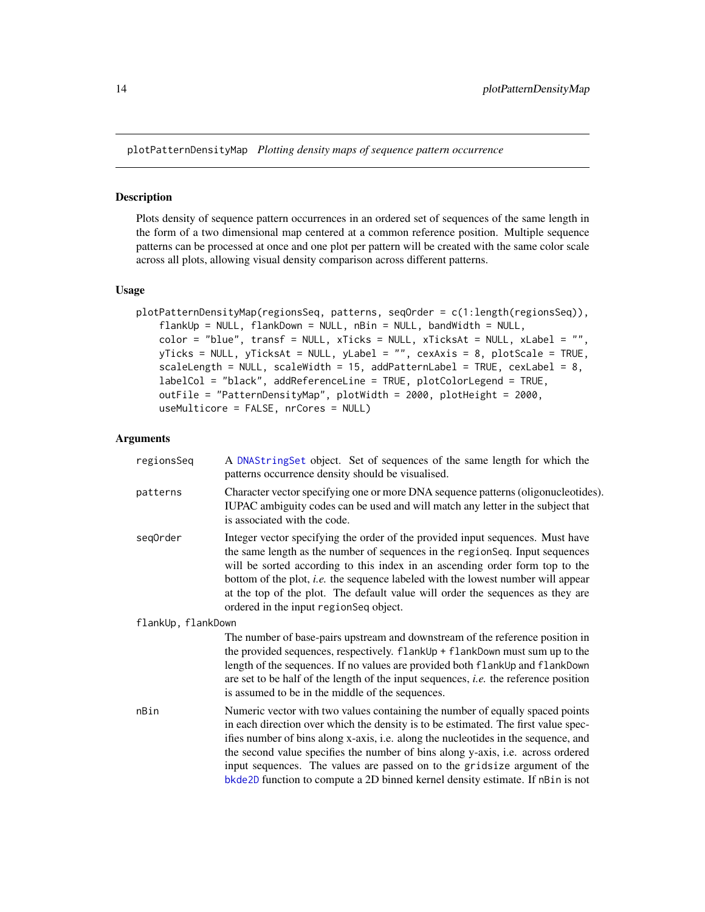plotPatternDensityMap *Plotting density maps of sequence pattern occurrence*

## Description

Plots density of sequence pattern occurrences in an ordered set of sequences of the same length in the form of a two dimensional map centered at a common reference position. Multiple sequence patterns can be processed at once and one plot per pattern will be created with the same color scale across all plots, allowing visual density comparison across different patterns.

## Usage

```
plotPatternDensityMap(regionsSeq, patterns, seqOrder = c(1:length(regionsSeq)),
    flankUp = NULL, flankDown = NULL, nBin = NULL, bandWidth = NULL,
    color = "blue", transf = NULL, xTicks = NULL, xTicksAt = NULL, xLabel = "",
    yTicks = NULL, yTicksAt = NULL, yLabel = "", cexAxis = 8, plotScale = TRUE,
    scaleLength = NULL, scaleWidth = 15, addPatternLabel = TRUE, cexLabel = 8,
    labelCol = "black", addReferenceLine = TRUE, plotColorLegend = TRUE,
    outFile = "PatternDensityMap", plotWidth = 2000, plotHeight = 2000,
    useMulticore = FALSE, nrCores = NULL)
```

## Arguments

`regionsSeq`
: A DNAStringSet object. Set of sequences of the same length for which the patterns occurrence density should be visualised.

`patterns`
: Character vector specifying one or more DNA sequence patterns (oligonucleotides). IUPAC ambiguity codes can be used and will match any letter in the subject that is associated with the code.

`seqOrder`
: Integer vector specifying the order of the provided input sequences. Must have the same length as the number of sequences in the `regionSeq`. Input sequences will be sorted according to this index in an ascending order form top to the bottom of the plot, *i.e.* the sequence labeled with the lowest number will appear at the top of the plot. The default value will order the sequences as they are ordered in the input `regionSeq` object.

`flankUp, flankDown`
: The number of base-pairs upstream and downstream of the reference position in the provided sequences, respectively. `flankUp` + `flankDown` must sum up to the length of the sequences. If no values are provided both `flankUp` and `flankDown` are set to be half of the length of the input sequences, *i.e.* the reference position is assumed to be in the middle of the sequences.

`nBin`
: Numeric vector with two values containing the number of equally spaced points in each direction over which the density is to be estimated. The first value specifies number of bins along x-axis, i.e. along the nucleotides in the sequence, and the second value specifies the number of bins along y-axis, i.e. across ordered input sequences. The values are passed on to the `gridsize` argument of the bkde2D function to compute a 2D binned kernel density estimate. If `nBin` is not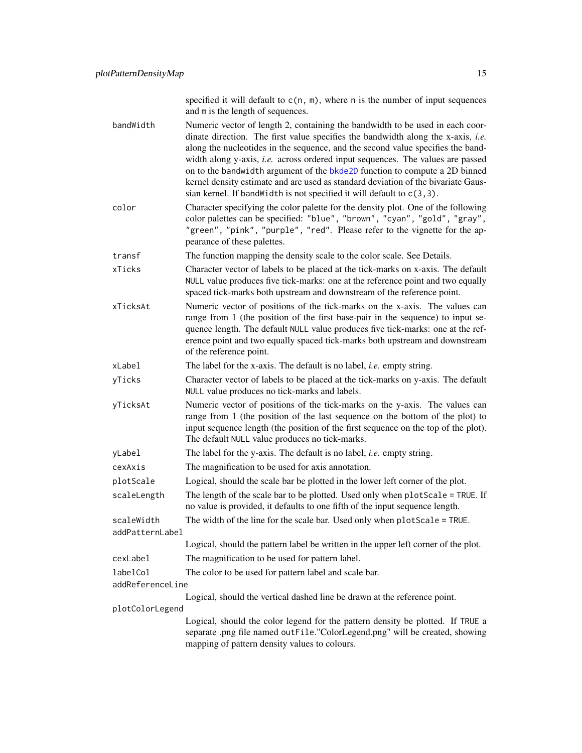specified it will default to `c(n, m)`, where `n` is the number of input sequences and `m` is the length of sequences.

`bandWidth`
: Numeric vector of length 2, containing the bandwidth to be used in each coordinate direction. The first value specifies the bandwidth along the x-axis, *i.e.* along the nucleotides in the sequence, and the second value specifies the bandwidth along y-axis, *i.e.* across ordered input sequences. The values are passed on to the `bandwidth` argument of the `bkde2D` function to compute a 2D binned kernel density estimate and are used as standard deviation of the bivariate Gaussian kernel. If `bandWidth` is not specified it will default to `c(3,3)`.

`color`
: Character specifying the color palette for the density plot. One of the following color palettes can be specified: `"blue"`, `"brown"`, `"cyan"`, `"gold"`, `"gray"`, `"green"`, `"pink"`, `"purple"`, `"red"`. Please refer to the vignette for the appearance of these palettes.

`transf`
: The function mapping the density scale to the color scale. See Details.

`xTicks`
: Character vector of labels to be placed at the tick-marks on x-axis. The default `NULL` value produces five tick-marks: one at the reference point and two equally spaced tick-marks both upstream and downstream of the reference point.

`xTicksAt`
: Numeric vector of positions of the tick-marks on the x-axis. The values can range from 1 (the position of the first base-pair in the sequence) to input sequence length. The default `NULL` value produces five tick-marks: one at the reference point and two equally spaced tick-marks both upstream and downstream of the reference point.

`xLabel`
: The label for the x-axis. The default is no label, *i.e.* empty string.

`yTicks`
: Character vector of labels to be placed at the tick-marks on y-axis. The default `NULL` value produces no tick-marks and labels.

`yTicksAt`
: Numeric vector of positions of the tick-marks on the y-axis. The values can range from 1 (the position of the last sequence on the bottom of the plot) to input sequence length (the position of the first sequence on the top of the plot). The default `NULL` value produces no tick-marks.

`yLabel`
: The label for the y-axis. The default is no label, *i.e.* empty string.

`cexAxis`
: The magnification to be used for axis annotation.

`plotScale`
: Logical, should the scale bar be plotted in the lower left corner of the plot.

`scaleLength`
: The length of the scale bar to be plotted. Used only when `plotScale = TRUE`. If no value is provided, it defaults to one fifth of the input sequence length.

`scaleWidth`
: The width of the line for the scale bar. Used only when `plotScale = TRUE`.

`addPatternLabel`
: Logical, should the pattern label be written in the upper left corner of the plot.

`cexLabel`
: The magnification to be used for pattern label.

`labelCol`
: The color to be used for pattern label and scale bar.

`addReferenceLine`
: Logical, should the vertical dashed line be drawn at the reference point.

`plotColorLegend`
: Logical, should the color legend for the pattern density be plotted. If `TRUE` a separate .png file named `outFile`."ColorLegend.png" will be created, showing mapping of pattern density values to colours.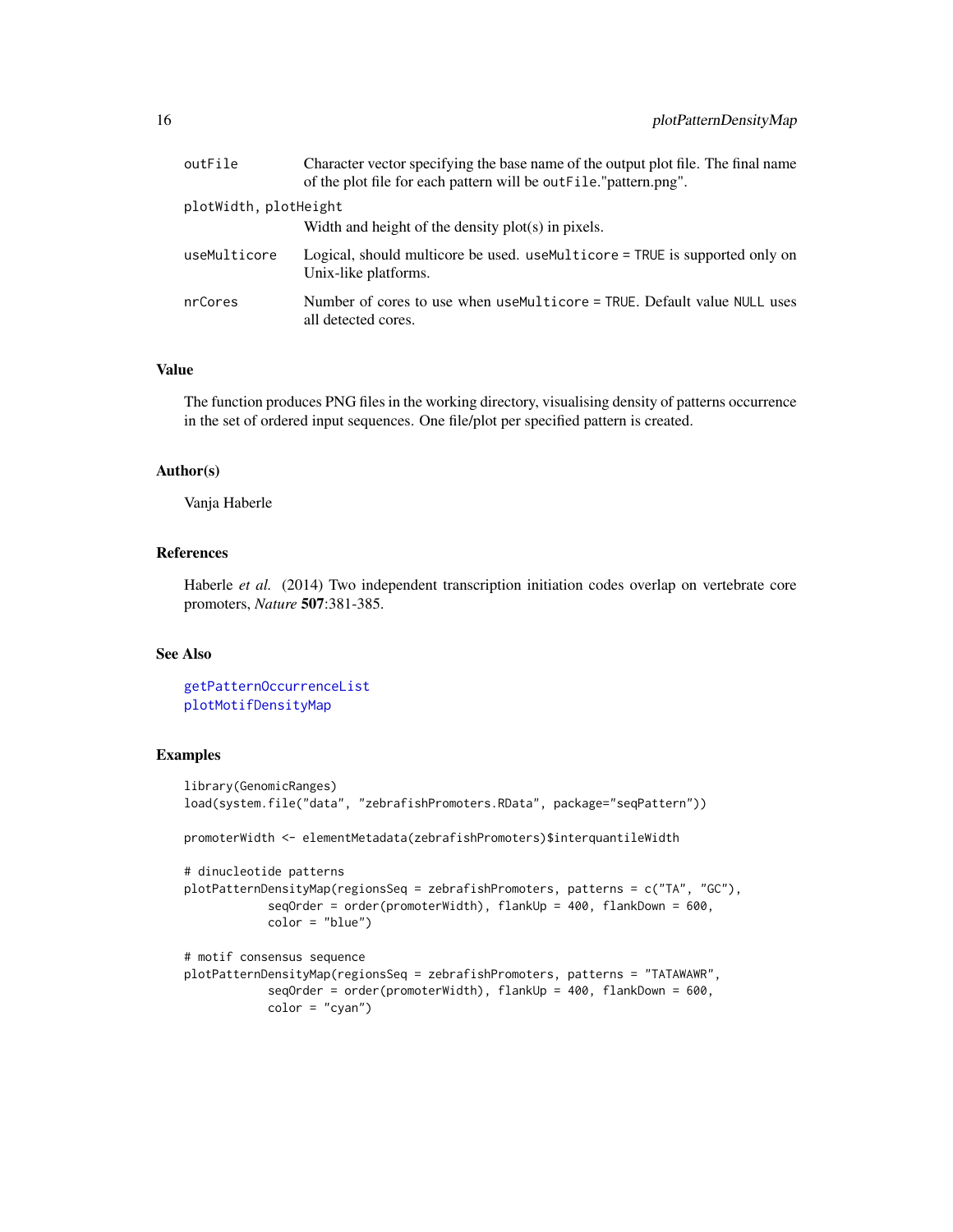| | |
|---|---|
| outFile | Character vector specifying the base name of the output plot file. The final name of the plot file for each pattern will be outFile."pattern.png". |
| plotWidth, plotHeight | Width and height of the density plot(s) in pixels. |
| useMulticore | Logical, should multicore be used. useMulticore = TRUE is supported only on Unix-like platforms. |
| nrCores | Number of cores to use when useMulticore = TRUE. Default value NULL uses all detected cores. |

## Value

The function produces PNG files in the working directory, visualising density of patterns occurrence in the set of ordered input sequences. One file/plot per specified pattern is created.

## Author(s)

Vanja Haberle

## References

Haberle *et al.* (2014) Two independent transcription initiation codes overlap on vertebrate core promoters, *Nature* **507**:381-385.

## See Also

getPatternOccurrenceList
plotMotifDensityMap

## Examples

```
library(GenomicRanges)
load(system.file("data", "zebrafishPromoters.RData", package="seqPattern"))

promoterWidth <- elementMetadata(zebrafishPromoters)$interquantileWidth

# dinucleotide patterns
plotPatternDensityMap(regionsSeq = zebrafishPromoters, patterns = c("TA", "GC"),
            seqOrder = order(promoterWidth), flankUp = 400, flankDown = 600,
            color = "blue")

# motif consensus sequence
plotPatternDensityMap(regionsSeq = zebrafishPromoters, patterns = "TATAWAWR",
            seqOrder = order(promoterWidth), flankUp = 400, flankDown = 600,
            color = "cyan")
```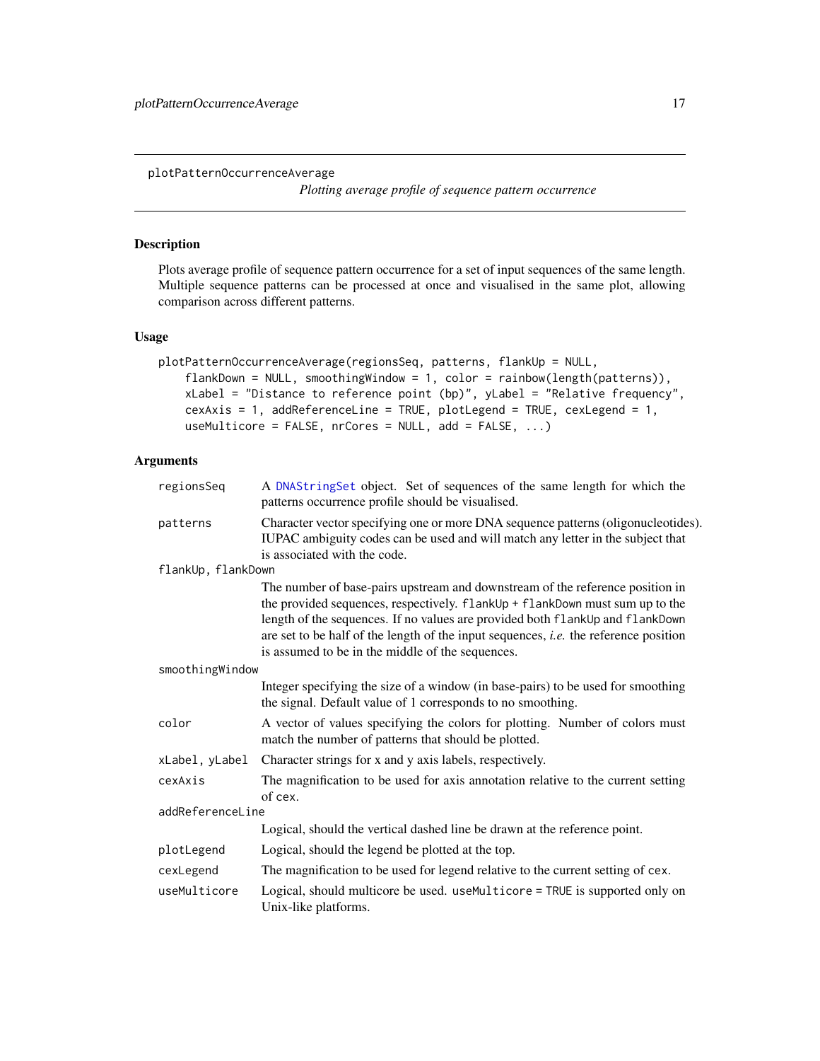plotPatternOccurrenceAverage

*Plotting average profile of sequence pattern occurrence*

## Description

Plots average profile of sequence pattern occurrence for a set of input sequences of the same length. Multiple sequence patterns can be processed at once and visualised in the same plot, allowing comparison across different patterns.

## Usage

```
plotPatternOccurrenceAverage(regionsSeq, patterns, flankUp = NULL,
    flankDown = NULL, smoothingWindow = 1, color = rainbow(length(patterns)),
    xLabel = "Distance to reference point (bp)", yLabel = "Relative frequency",
    cexAxis = 1, addReferenceLine = TRUE, plotLegend = TRUE, cexLegend = 1,
    useMulticore = FALSE, nrCores = NULL, add = FALSE, ...)
```

## Arguments

| | |
|---|---|
| `regionsSeq` | A `DNAStringSet` object. Set of sequences of the same length for which the patterns occurrence profile should be visualised. |
| `patterns` | Character vector specifying one or more DNA sequence patterns (oligonucleotides). IUPAC ambiguity codes can be used and will match any letter in the subject that is associated with the code. |
| `flankUp, flankDown` | The number of base-pairs upstream and downstream of the reference position in the provided sequences, respectively. `flankUp` + `flankDown` must sum up to the length of the sequences. If no values are provided both `flankUp` and `flankDown` are set to be half of the length of the input sequences, *i.e.* the reference position is assumed to be in the middle of the sequences. |
| `smoothingWindow` | Integer specifying the size of a window (in base-pairs) to be used for smoothing the signal. Default value of 1 corresponds to no smoothing. |
| `color` | A vector of values specifying the colors for plotting. Number of colors must match the number of patterns that should be plotted. |
| `xLabel, yLabel` | Character strings for x and y axis labels, respectively. |
| `cexAxis` | The magnification to be used for axis annotation relative to the current setting of `cex`. |
| `addReferenceLine` | Logical, should the vertical dashed line be drawn at the reference point. |
| `plotLegend` | Logical, should the legend be plotted at the top. |
| `cexLegend` | The magnification to be used for legend relative to the current setting of `cex`. |
| `useMulticore` | Logical, should multicore be used. `useMulticore = TRUE` is supported only on Unix-like platforms. |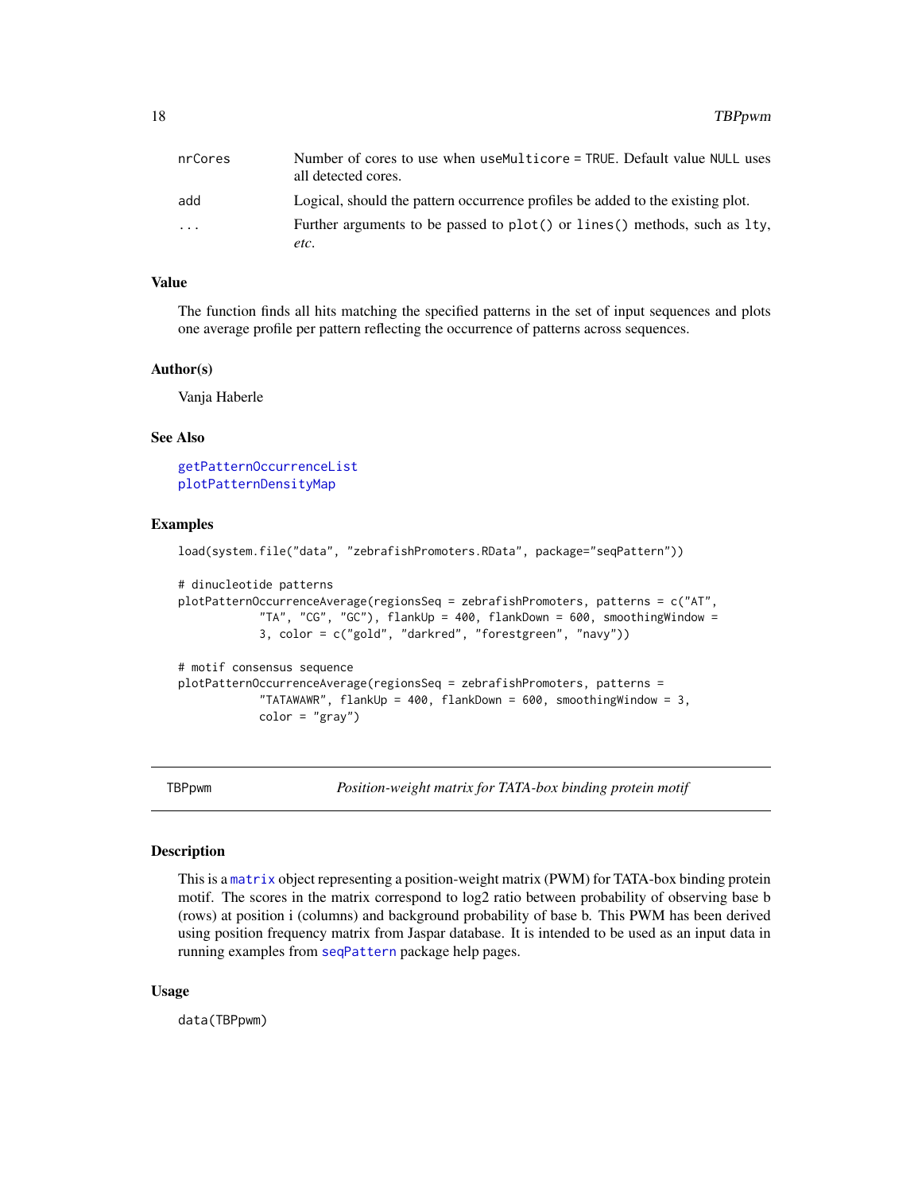| | |
|---|---|
| nrCores | Number of cores to use when useMulticore = TRUE. Default value NULL uses all detected cores. |
| add | Logical, should the pattern occurrence profiles be added to the existing plot. |
| ... | Further arguments to be passed to plot() or lines() methods, such as lty, *etc*. |

### Value

The function finds all hits matching the specified patterns in the set of input sequences and plots one average profile per pattern reflecting the occurrence of patterns across sequences.

### Author(s)

Vanja Haberle

### See Also

getPatternOccurrenceList
plotPatternDensityMap

### Examples

```
load(system.file("data", "zebrafishPromoters.RData", package="seqPattern"))

# dinucleotide patterns
plotPatternOccurrenceAverage(regionsSeq = zebrafishPromoters, patterns = c("AT",
            "TA", "CG", "GC"), flankUp = 400, flankDown = 600, smoothingWindow =
            3, color = c("gold", "darkred", "forestgreen", "navy"))

# motif consensus sequence
plotPatternOccurrenceAverage(regionsSeq = zebrafishPromoters, patterns =
            "TATAWAWR", flankUp = 400, flankDown = 600, smoothingWindow = 3,
            color = "gray")
```

## TBPpwm — *Position-weight matrix for TATA-box binding protein motif*

### Description

This is a matrix object representing a position-weight matrix (PWM) for TATA-box binding protein motif. The scores in the matrix correspond to log2 ratio between probability of observing base b (rows) at position i (columns) and background probability of base b. This PWM has been derived using position frequency matrix from Jaspar database. It is intended to be used as an input data in running examples from seqPattern package help pages.

### Usage

```
data(TBPpwm)
```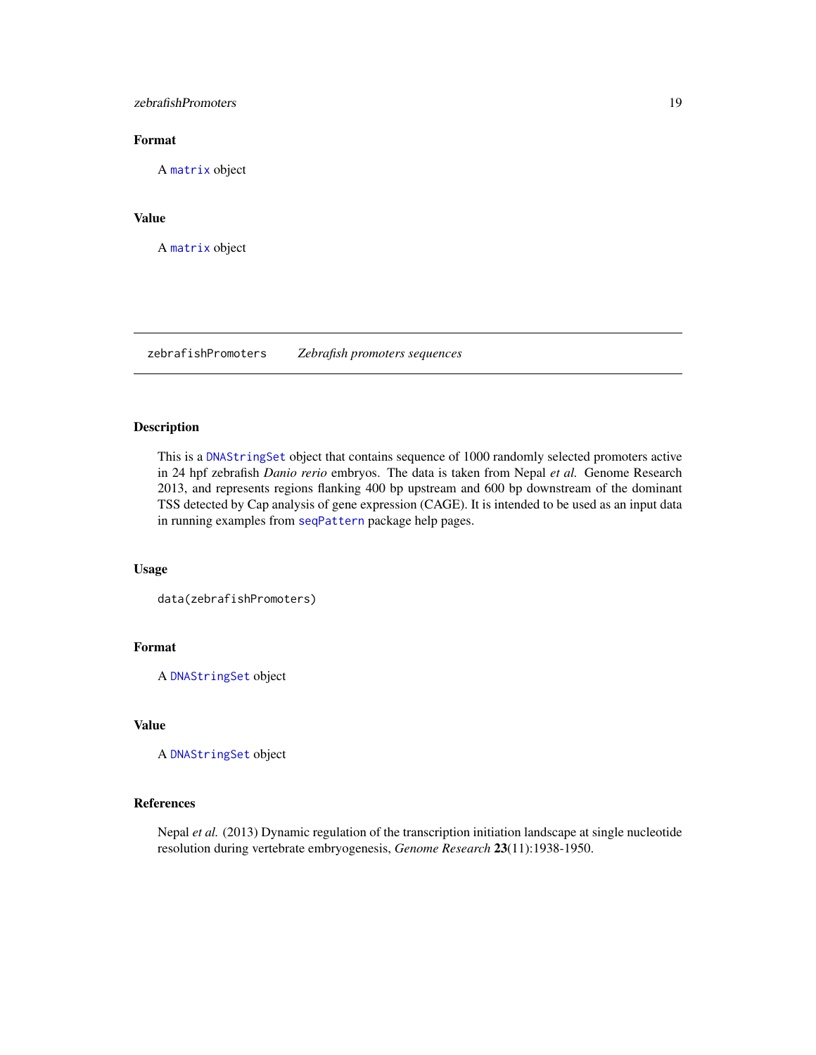### Format

A matrix object

### Value

A matrix object

---

## zebrafishPromoters    *Zebrafish promoters sequences*

---

### Description

This is a DNAStringSet object that contains sequence of 1000 randomly selected promoters active in 24 hpf zebrafish *Danio rerio* embryos. The data is taken from Nepal *et al.* Genome Research 2013, and represents regions flanking 400 bp upstream and 600 bp downstream of the dominant TSS detected by Cap analysis of gene expression (CAGE). It is intended to be used as an input data in running examples from seqPattern package help pages.

### Usage

```
data(zebrafishPromoters)
```

### Format

A DNAStringSet object

### Value

A DNAStringSet object

### References

Nepal *et al.* (2013) Dynamic regulation of the transcription initiation landscape at single nucleotide resolution during vertebrate embryogenesis, *Genome Research* **23**(11):1938-1950.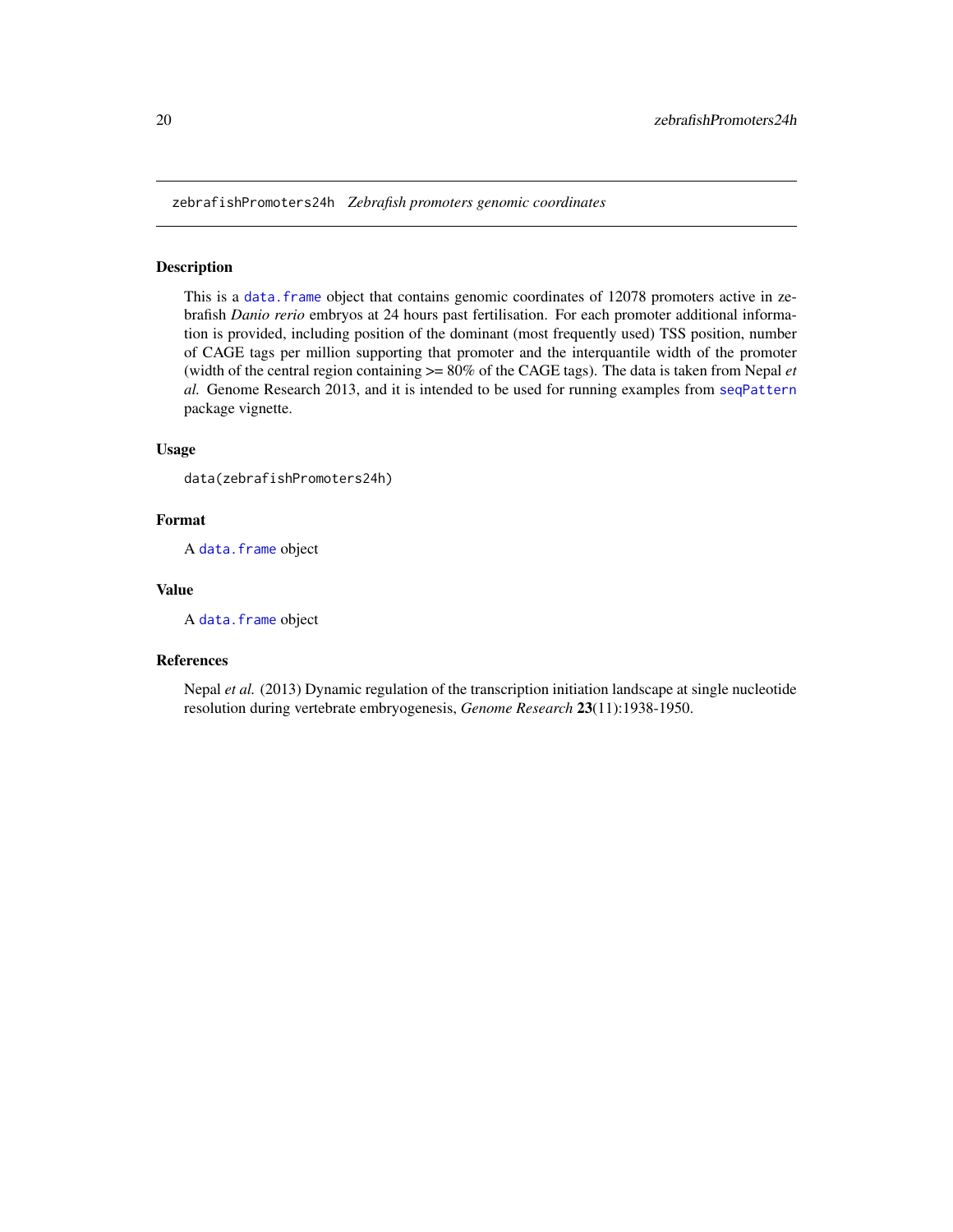zebrafishPromoters24h *Zebrafish promoters genomic coordinates*

## Description

This is a data.frame object that contains genomic coordinates of 12078 promoters active in zebrafish *Danio rerio* embryos at 24 hours past fertilisation. For each promoter additional information is provided, including position of the dominant (most frequently used) TSS position, number of CAGE tags per million supporting that promoter and the interquantile width of the promoter (width of the central region containing >= 80% of the CAGE tags). The data is taken from Nepal *et al.* Genome Research 2013, and it is intended to be used for running examples from seqPattern package vignette.

## Usage

```
data(zebrafishPromoters24h)
```

## Format

A data.frame object

## Value

A data.frame object

## References

Nepal *et al.* (2013) Dynamic regulation of the transcription initiation landscape at single nucleotide resolution during vertebrate embryogenesis, *Genome Research* **23**(11):1938-1950.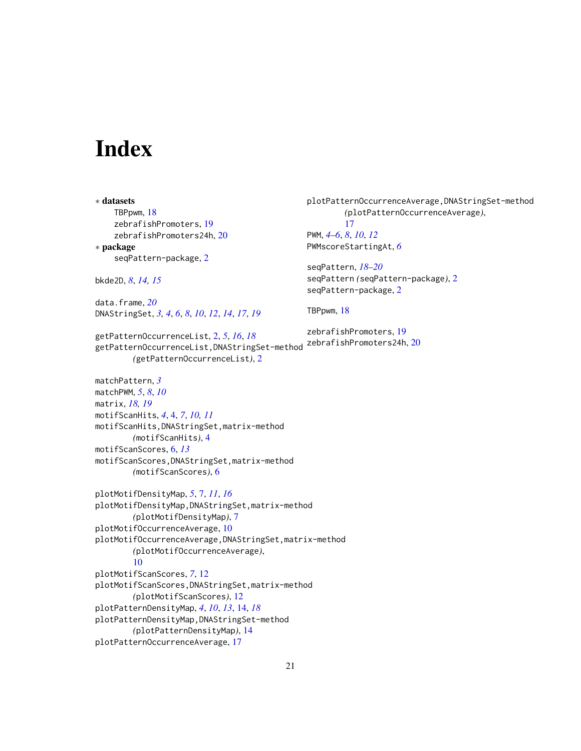# Index

∗ **datasets**
- TBPpwm, 18
- zebrafishPromoters, 19
- zebrafishPromoters24h, 20

∗ **package**
- seqPattern-package, 2

bkde2D, *8*, *14, 15*

data.frame, *20*
DNAStringSet, *3, 4*, *6*, *8*, *10*, *12*, *14*, *17*, *19*

getPatternOccurrenceList, 2, *5*, *16*, *18*
getPatternOccurrenceList,DNAStringSet-method
    *(*getPatternOccurrenceList*)*, 2

matchPattern, *3*
matchPWM, *5*, *8*, *10*
matrix, *18, 19*
motifScanHits, *4*, 4, *7*, *10, 11*
motifScanHits,DNAStringSet,matrix-method
    *(*motifScanHits*)*, 4
motifScanScores, 6, *13*
motifScanScores,DNAStringSet,matrix-method
    *(*motifScanScores*)*, 6

plotMotifDensityMap, *5*, 7, *11*, *16*
plotMotifDensityMap,DNAStringSet,matrix-method
    *(*plotMotifDensityMap*)*, 7
plotMotifOccurrenceAverage, 10
plotMotifOccurrenceAverage,DNAStringSet,matrix-method
    *(*plotMotifOccurrenceAverage*)*,
    10
plotMotifScanScores, *7*, 12
plotMotifScanScores,DNAStringSet,matrix-method
    *(*plotMotifScanScores*)*, 12
plotPatternDensityMap, *4*, *10*, *13*, 14, *18*
plotPatternDensityMap,DNAStringSet-method
    *(*plotPatternDensityMap*)*, 14
plotPatternOccurrenceAverage, 17
plotPatternOccurrenceAverage,DNAStringSet-method
    *(*plotPatternOccurrenceAverage*)*,
    17
PWM, *4–6*, *8*, *10*, *12*
PWMscoreStartingAt, *6*

seqPattern, *18–20*
seqPattern *(*seqPattern-package*)*, 2
seqPattern-package, 2

TBPpwm, 18

zebrafishPromoters, 19
zebrafishPromoters24h, 20